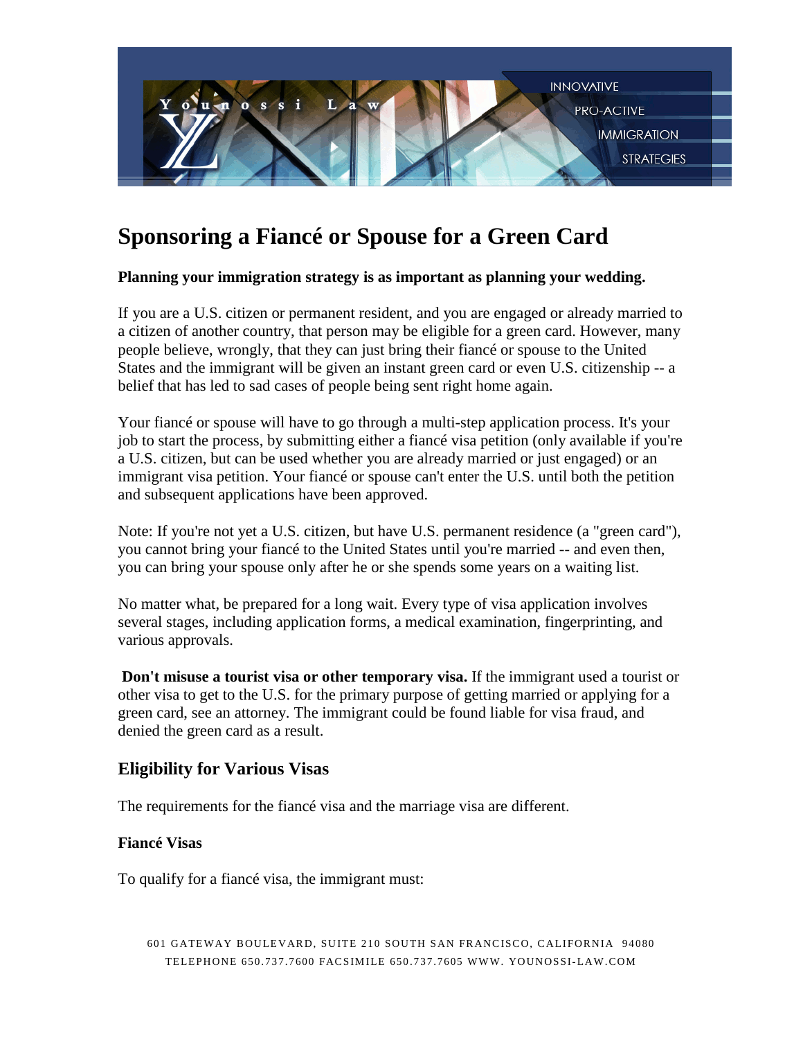# Sponsoring a Fiancé or Spouse for a Green Card

**Planning your immigration strategy is as important as planning your wedding.**

If you are a U.S. citizen or permanent resident, and you are engaged or already married to a citizen of another country, that person may be eligible for a green card. However, many people believe, wrongly, that they can just bring their fiancé or spouse to the United States and the immigrant will be given an instant green card or even U.S. citizenship -- a belief that has led to sad cases of people being sent right home again.

Your fiancé or spouse will have to go through a multi-step application process. It's your job to start the process, by submitting either a fiancé visa petition (only available if you're a U.S. citizen, but can be used whether you are already married or just engaged) or an immigrant visa petition. Your fiancé or spouse can't enter the U.S. until both the petition and subsequent applications have been approved.

Note: If you're not yet a U.S. citizen, but have U.S. permanent residence (a "green card"), you cannot bring your fiancé to the United States until you're married -- and even then, you can bring your spouse only after he or she spends some years on a waiting list.

No matter what, be prepared for a long wait. Every type of visa application involves several stages, including application forms, a medical examination, fingerprinting, and various approvals.

**Don't misuse a tourist visa or other temporary visa.** If the immigrant used a tourist or other visa to get to the U.S. for the primary purpose of getting married or applying for a green card, see an attorney. The immigrant could be found liable for visa fraud, and denied the green card as a result.

## Eligibility for Various Visas

The requirements for the fiancé visa and the marriage visa are different.

### Fiancé Visas

To qualify for a fiancé visa, the immigrant must: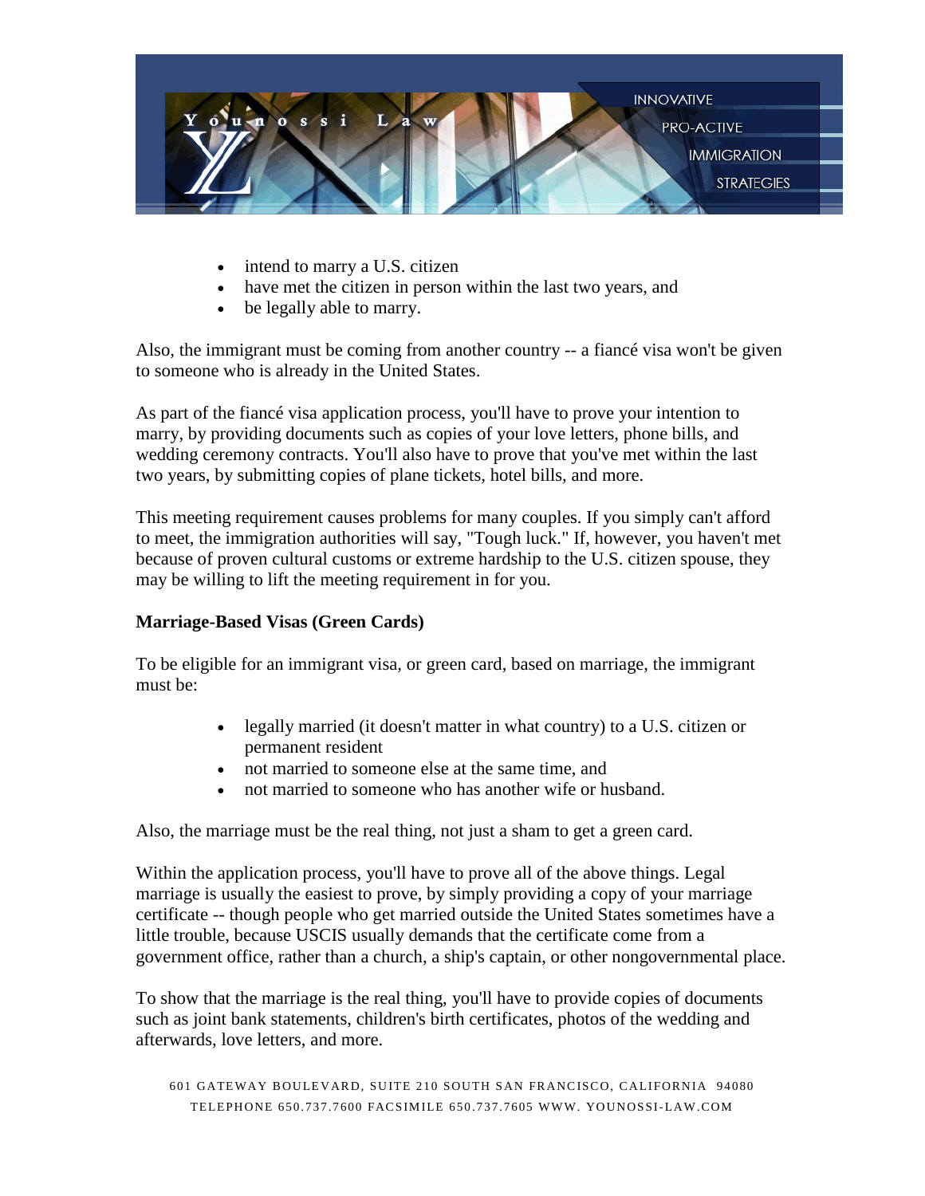- intend to marry a U.S. citizen
- have met the citizen in person within the last two years, and
- be legally able to marry.

Also, the immigrant must be coming from another country -- a fiancé visa won't be given to someone who is already in the United States.

As part of the fiancé visa application process, you'll have to prove your intention to marry, by providing documents such as copies of your love letters, phone bills, and wedding ceremony contracts. You'll also have to prove that you've met within the last two years, by submitting copies of plane tickets, hotel bills, and more.

This meeting requirement causes problems for many couples. If you simply can't afford to meet, the immigration authorities will say, "Tough luck." If, however, you haven't met because of proven cultural customs or extreme hardship to the U.S. citizen spouse, they may be willing to lift the meeting requirement in for you.

**Marriage-Based Visas (Green Cards)**

To be eligible for an immigrant visa, or green card, based on marriage, the immigrant must be:

- legally married (it doesn't matter in what country) to a U.S. citizen or permanent resident
- not married to someone else at the same time, and
- not married to someone who has another wife or husband.

Also, the marriage must be the real thing, not just a sham to get a green card.

Within the application process, you'll have to prove all of the above things. Legal marriage is usually the easiest to prove, by simply providing a copy of your marriage certificate -- though people who get married outside the United States sometimes have a little trouble, because USCIS usually demands that the certificate come from a government office, rather than a church, a ship's captain, or other nongovernmental place.

To show that the marriage is the real thing, you'll have to provide copies of documents such as joint bank statements, children's birth certificates, photos of the wedding and afterwards, love letters, and more.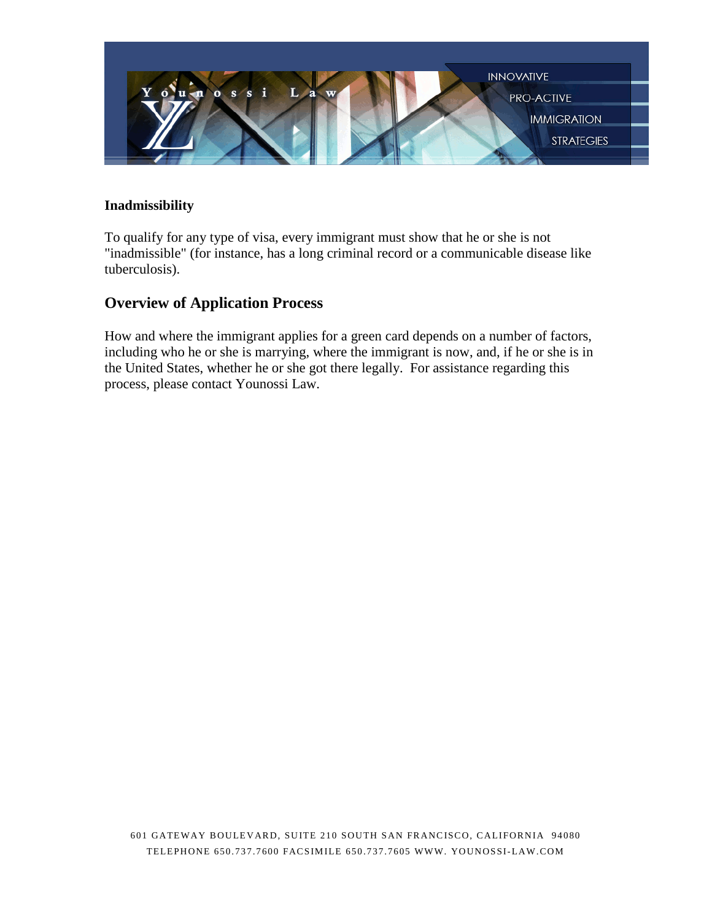**Inadmissibility**

To qualify for any type of visa, every immigrant must show that he or she is not "inadmissible" (for instance, has a long criminal record or a communicable disease like tuberculosis).

## Overview of Application Process

How and where the immigrant applies for a green card depends on a number of factors, including who he or she is marrying, where the immigrant is now, and, if he or she is in the United States, whether he or she got there legally. For assistance regarding this process, please contact Younossi Law.